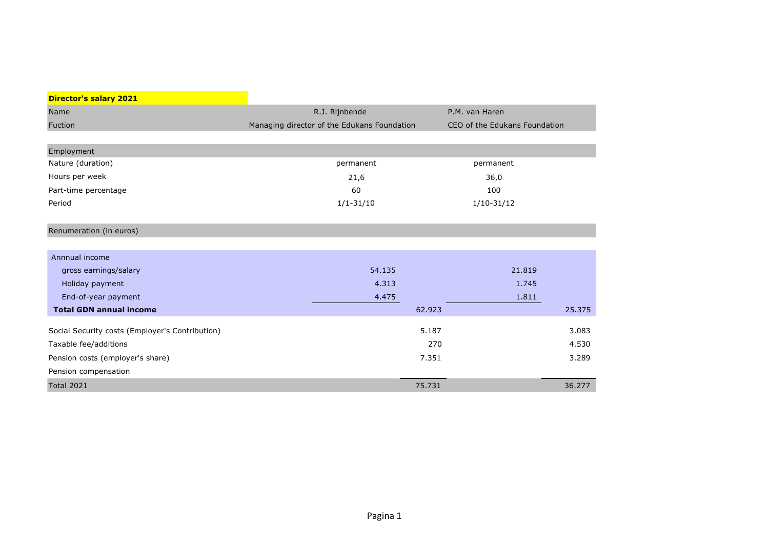**Director's salary 2021**

| Name | R.J. Rijnbende | | P.M. van Haren | |
|---|---|---|---|---|
| Fuction | Managing director of the Edukans Foundation | | CEO of the Edukans Foundation | |
| **Employment** | | | | |
| Nature (duration) | permanent | | permanent | |
| Hours per week | 21,6 | | 36,0 | |
| Part-time percentage | 60 | | 100 | |
| Period | 1/1-31/10 | | 1/10-31/12 | |
| **Renumeration (in euros)** | | | | |
| Annnual income | | | | |
| gross earnings/salary | 54.135 | | 21.819 | |
| Holiday payment | 4.313 | | 1.745 | |
| End-of-year payment | 4.475 | | 1.811 | |
| **Total GDN annual income** | | 62.923 | | 25.375 |
| Social Security costs (Employer's Contribution) | | 5.187 | | 3.083 |
| Taxable fee/additions | | 270 | | 4.530 |
| Pension costs (employer's share) | | 7.351 | | 3.289 |
| Pension compensation | | | | |
| Total 2021 | | 75.731 | | 36.277 |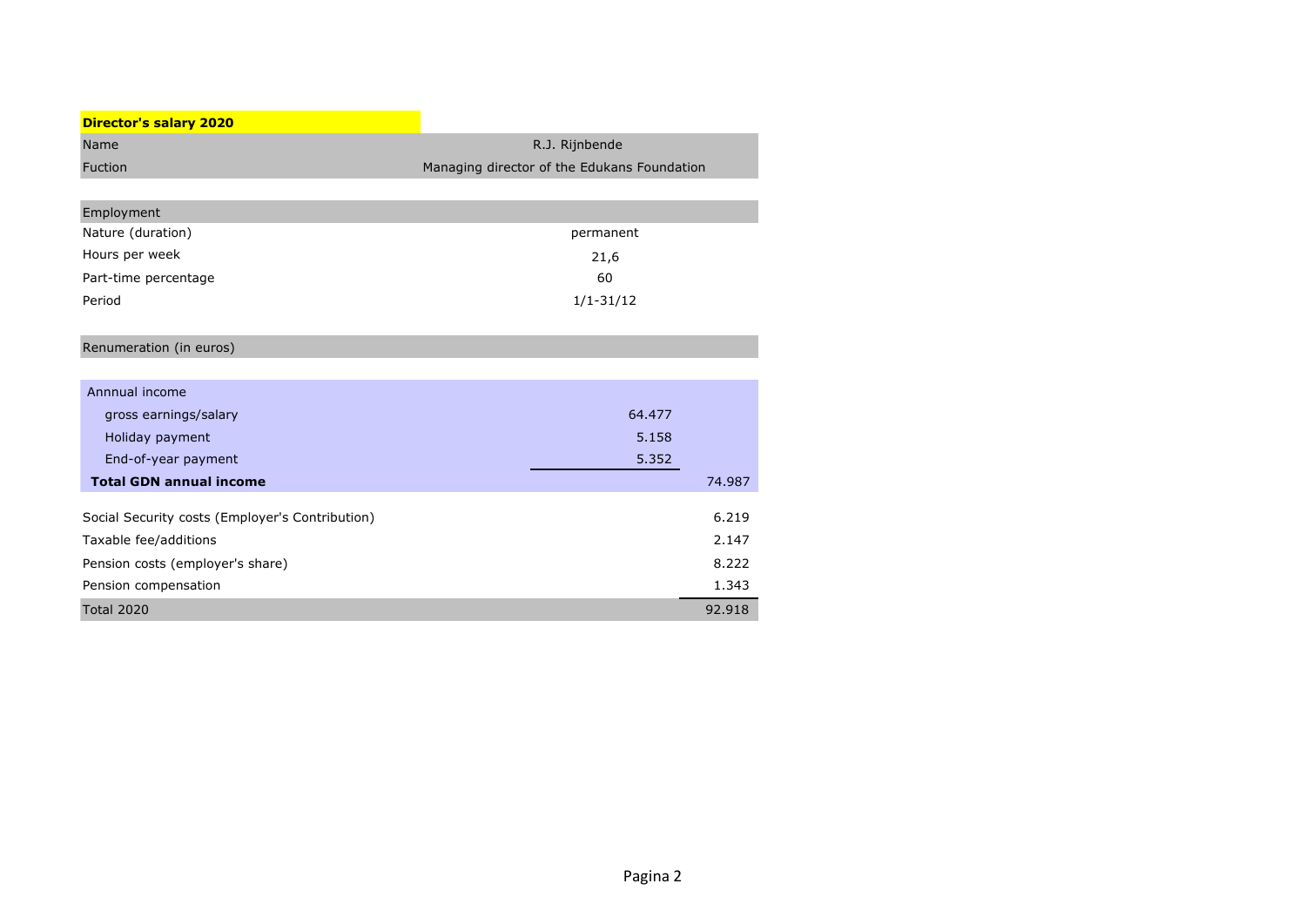**Director's salary 2020**

| | | |
|---|---|---|
| Name | R.J. Rijnbende | |
| Fuction | Managing director of the Edukans Foundation | |
| | | |
| Employment | | |
| Nature (duration) | permanent | |
| Hours per week | 21,6 | |
| Part-time percentage | 60 | |
| Period | 1/1-31/12 | |
| | | |
| Renumeration (in euros) | | |
| | | |
| Annnual income | | |
| gross earnings/salary | 64.477 | |
| Holiday payment | 5.158 | |
| End-of-year payment | 5.352 | |
| **Total GDN annual income** | | 74.987 |
| | | |
| Social Security costs (Employer's Contribution) | | 6.219 |
| Taxable fee/additions | | 2.147 |
| Pension costs (employer's share) | | 8.222 |
| Pension compensation | | 1.343 |
| Total 2020 | | 92.918 |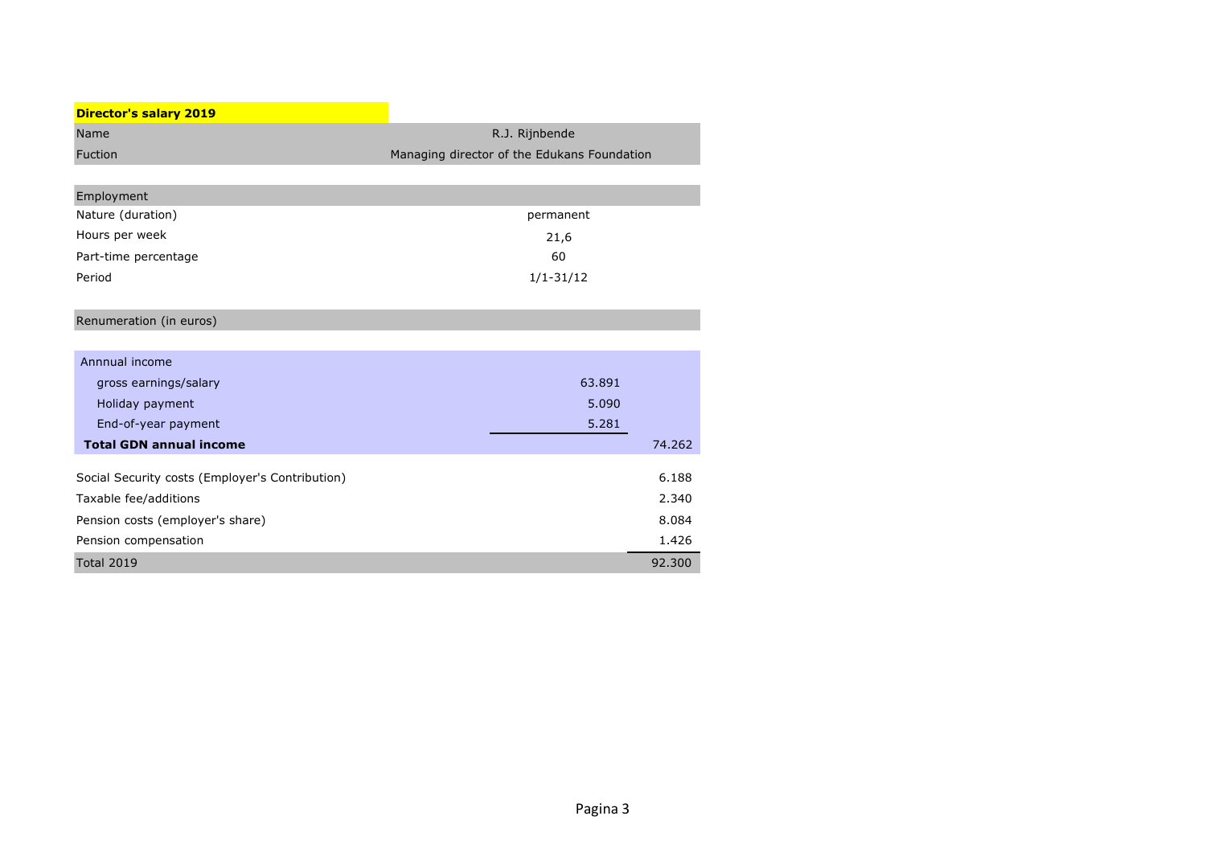## Director's salary 2019

| | | |
|---|---|---|
| Name | R.J. Rijnbende | |
| Fuction | Managing director of the Edukans Foundation | |
| | | |
| **Employment** | | |
| Nature (duration) | permanent | |
| Hours per week | 21,6 | |
| Part-time percentage | 60 | |
| Period | 1/1-31/12 | |
| | | |
| **Renumeration (in euros)** | | |
| | | |
| Annnual income | | |
| gross earnings/salary | 63.891 | |
| Holiday payment | 5.090 | |
| End-of-year payment | 5.281 | |
| **Total GDN annual income** | | 74.262 |
| | | |
| Social Security costs (Employer's Contribution) | | 6.188 |
| Taxable fee/additions | | 2.340 |
| Pension costs (employer's share) | | 8.084 |
| Pension compensation | | 1.426 |
| Total 2019 | | 92.300 |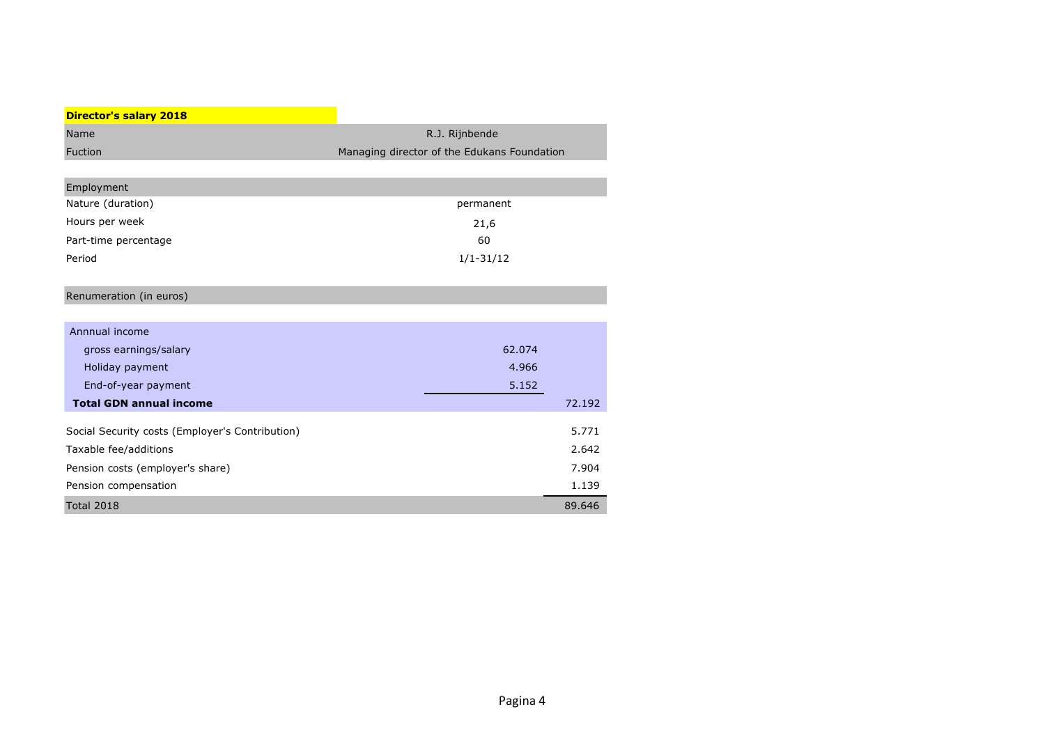**Director's salary 2018**

| | | |
|---|---|---|
| Name | R.J. Rijnbende | |
| Fuction | Managing director of the Edukans Foundation | |
| | | |
| Employment | | |
| Nature (duration) | permanent | |
| Hours per week | 21,6 | |
| Part-time percentage | 60 | |
| Period | 1/1-31/12 | |
| | | |
| Renumeration (in euros) | | |
| | | |
| Annnual income | | |
| gross earnings/salary | 62.074 | |
| Holiday payment | 4.966 | |
| End-of-year payment | 5.152 | |
| **Total GDN annual income** | | 72.192 |
| | | |
| Social Security costs (Employer's Contribution) | | 5.771 |
| Taxable fee/additions | | 2.642 |
| Pension costs (employer's share) | | 7.904 |
| Pension compensation | | 1.139 |
| Total 2018 | | 89.646 |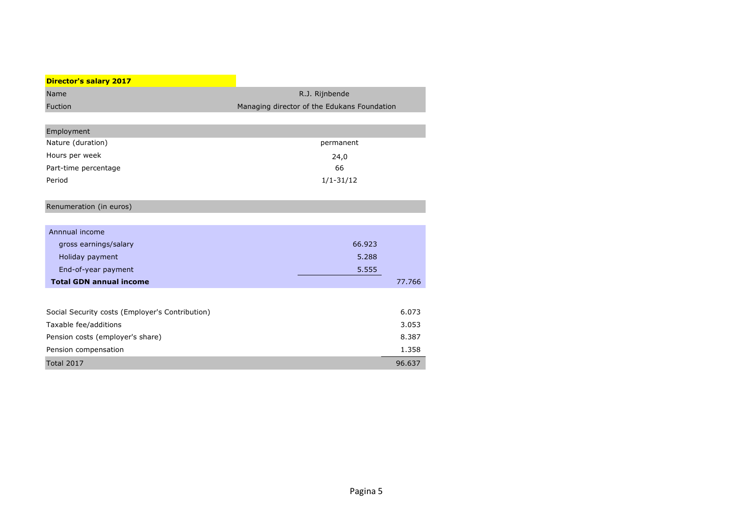**Director's salary 2017**

| | |
|---|---|
| Name | R.J. Rijnbende |
| Fuction | Managing director of the Edukans Foundation |

| Employment | |
|---|---|
| Nature (duration) | permanent |
| Hours per week | 24,0 |
| Part-time percentage | 66 |
| Period | 1/1-31/12 |

| Renumeration (in euros) | | |
|---|---|---|
| Annnual income | | |
| gross earnings/salary | 66.923 | |
| Holiday payment | 5.288 | |
| End-of-year payment | 5.555 | |
| **Total GDN annual income** | | 77.766 |
| | | |
| Social Security costs (Employer's Contribution) | | 6.073 |
| Taxable fee/additions | | 3.053 |
| Pension costs (employer's share) | | 8.387 |
| Pension compensation | | 1.358 |
| Total 2017 | | 96.637 |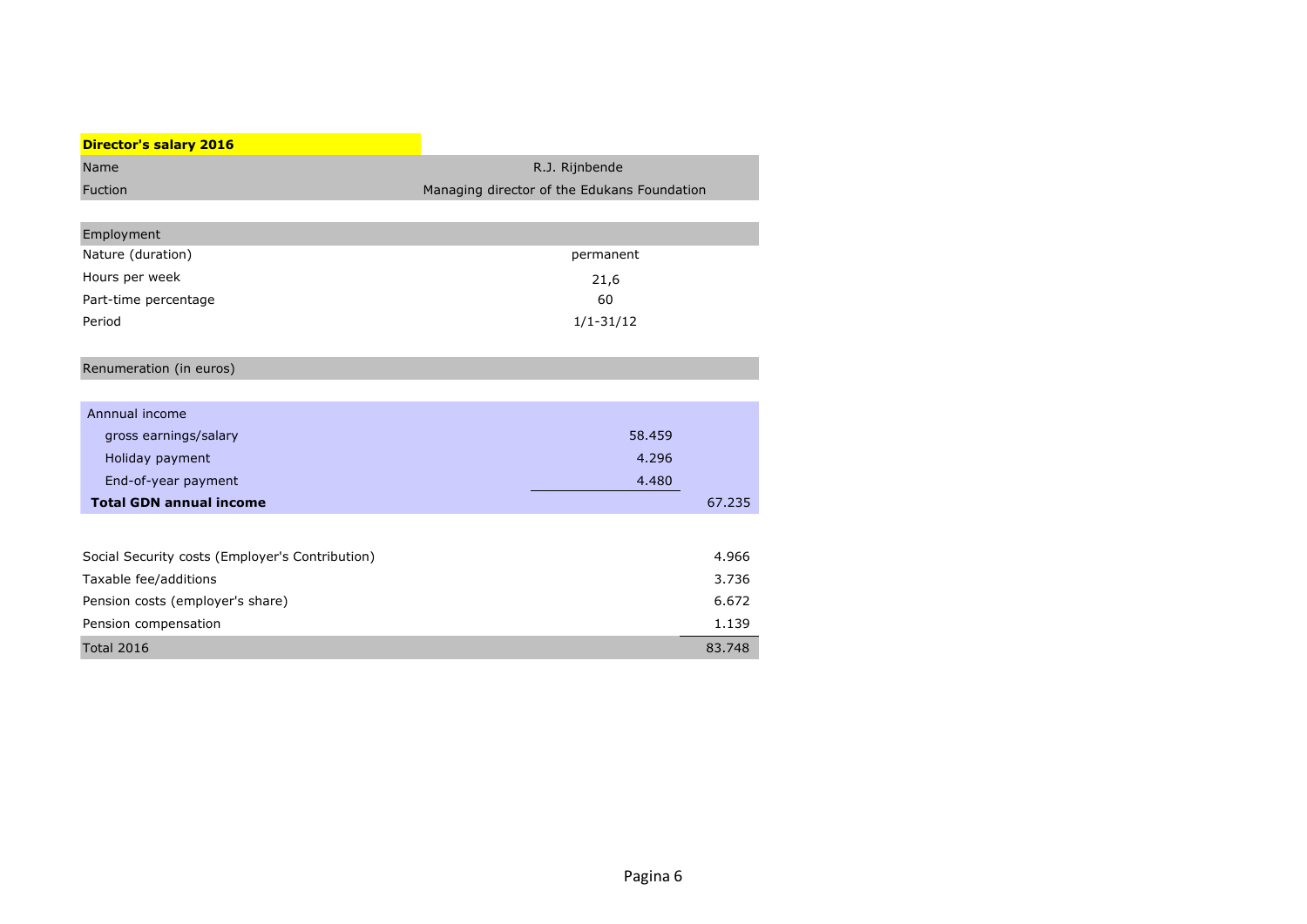## Director's salary 2016

| | | |
|---|---|---|
| Name | R.J. Rijnbende | |
| Fuction | Managing director of the Edukans Foundation | |

| Employment | | |
|---|---|---|
| Nature (duration) | permanent | |
| Hours per week | 21,6 | |
| Part-time percentage | 60 | |
| Period | 1/1-31/12 | |

| Renumeration (in euros) | | |
|---|---|---|
| Annnual income | | |
| gross earnings/salary | 58.459 | |
| Holiday payment | 4.296 | |
| End-of-year payment | 4.480 | |
| **Total GDN annual income** | | 67.235 |
| | | |
| Social Security costs (Employer's Contribution) | | 4.966 |
| Taxable fee/additions | | 3.736 |
| Pension costs (employer's share) | | 6.672 |
| Pension compensation | | 1.139 |
| Total 2016 | | 83.748 |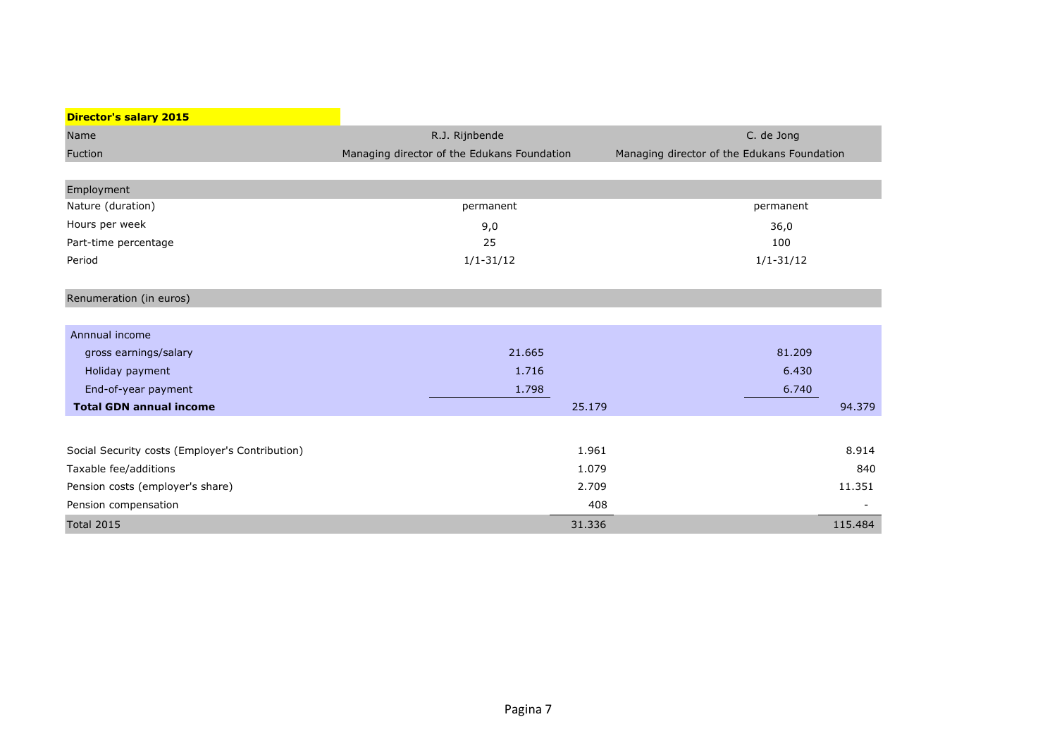**Director's salary 2015**

| | | | | |
|---|---|---|---|---|
| Name | R.J. Rijnbende | | C. de Jong | |
| Fuction | Managing director of the Edukans Foundation | | Managing director of the Edukans Foundation | |
| **Employment** | | | | |
| Nature (duration) | permanent | | permanent | |
| Hours per week | 9,0 | | 36,0 | |
| Part-time percentage | 25 | | 100 | |
| Period | 1/1-31/12 | | 1/1-31/12 | |
| **Renumeration (in euros)** | | | | |
| Annnual income | | | | |
| gross earnings/salary | 21.665 | | 81.209 | |
| Holiday payment | 1.716 | | 6.430 | |
| End-of-year payment | 1.798 | | 6.740 | |
| **Total GDN annual income** | | 25.179 | | 94.379 |
| Social Security costs (Employer's Contribution) | | 1.961 | | 8.914 |
| Taxable fee/additions | | 1.079 | | 840 |
| Pension costs (employer's share) | | 2.709 | | 11.351 |
| Pension compensation | | 408 | | - |
| Total 2015 | | 31.336 | | 115.484 |